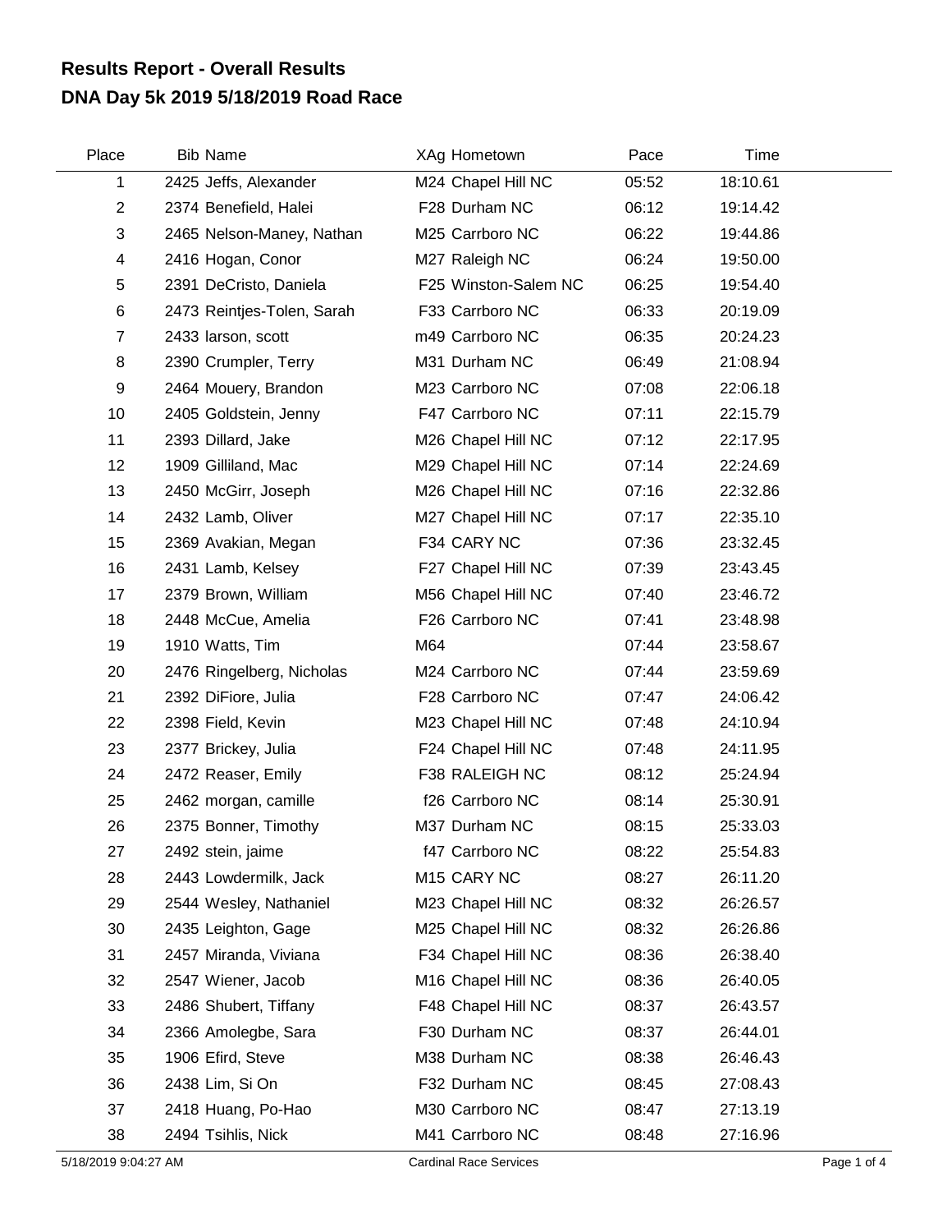# Results Report - Overall Results
## DNA Day 5k 2019 5/18/2019 Road Race

| Place | Bib | Name | XAg | Hometown | Pace | Time |
|---|---|---|---|---|---|---|
| 1 | 2425 | Jeffs, Alexander | M24 | Chapel Hill NC | 05:52 | 18:10.61 |
| 2 | 2374 | Benefield, Halei | F28 | Durham NC | 06:12 | 19:14.42 |
| 3 | 2465 | Nelson-Maney, Nathan | M25 | Carrboro NC | 06:22 | 19:44.86 |
| 4 | 2416 | Hogan, Conor | M27 | Raleigh NC | 06:24 | 19:50.00 |
| 5 | 2391 | DeCristo, Daniela | F25 | Winston-Salem NC | 06:25 | 19:54.40 |
| 6 | 2473 | Reintjes-Tolen, Sarah | F33 | Carrboro NC | 06:33 | 20:19.09 |
| 7 | 2433 | larson, scott | m49 | Carrboro NC | 06:35 | 20:24.23 |
| 8 | 2390 | Crumpler, Terry | M31 | Durham NC | 06:49 | 21:08.94 |
| 9 | 2464 | Mouery, Brandon | M23 | Carrboro NC | 07:08 | 22:06.18 |
| 10 | 2405 | Goldstein, Jenny | F47 | Carrboro NC | 07:11 | 22:15.79 |
| 11 | 2393 | Dillard, Jake | M26 | Chapel Hill NC | 07:12 | 22:17.95 |
| 12 | 1909 | Gilliland, Mac | M29 | Chapel Hill NC | 07:14 | 22:24.69 |
| 13 | 2450 | McGirr, Joseph | M26 | Chapel Hill NC | 07:16 | 22:32.86 |
| 14 | 2432 | Lamb, Oliver | M27 | Chapel Hill NC | 07:17 | 22:35.10 |
| 15 | 2369 | Avakian, Megan | F34 | CARY NC | 07:36 | 23:32.45 |
| 16 | 2431 | Lamb, Kelsey | F27 | Chapel Hill NC | 07:39 | 23:43.45 |
| 17 | 2379 | Brown, William | M56 | Chapel Hill NC | 07:40 | 23:46.72 |
| 18 | 2448 | McCue, Amelia | F26 | Carrboro NC | 07:41 | 23:48.98 |
| 19 | 1910 | Watts, Tim | M64 | | 07:44 | 23:58.67 |
| 20 | 2476 | Ringelberg, Nicholas | M24 | Carrboro NC | 07:44 | 23:59.69 |
| 21 | 2392 | DiFiore, Julia | F28 | Carrboro NC | 07:47 | 24:06.42 |
| 22 | 2398 | Field, Kevin | M23 | Chapel Hill NC | 07:48 | 24:10.94 |
| 23 | 2377 | Brickey, Julia | F24 | Chapel Hill NC | 07:48 | 24:11.95 |
| 24 | 2472 | Reaser, Emily | F38 | RALEIGH NC | 08:12 | 25:24.94 |
| 25 | 2462 | morgan, camille | f26 | Carrboro NC | 08:14 | 25:30.91 |
| 26 | 2375 | Bonner, Timothy | M37 | Durham NC | 08:15 | 25:33.03 |
| 27 | 2492 | stein, jaime | f47 | Carrboro NC | 08:22 | 25:54.83 |
| 28 | 2443 | Lowdermilk, Jack | M15 | CARY NC | 08:27 | 26:11.20 |
| 29 | 2544 | Wesley, Nathaniel | M23 | Chapel Hill NC | 08:32 | 26:26.57 |
| 30 | 2435 | Leighton, Gage | M25 | Chapel Hill NC | 08:32 | 26:26.86 |
| 31 | 2457 | Miranda, Viviana | F34 | Chapel Hill NC | 08:36 | 26:38.40 |
| 32 | 2547 | Wiener, Jacob | M16 | Chapel Hill NC | 08:36 | 26:40.05 |
| 33 | 2486 | Shubert, Tiffany | F48 | Chapel Hill NC | 08:37 | 26:43.57 |
| 34 | 2366 | Amolegbe, Sara | F30 | Durham NC | 08:37 | 26:44.01 |
| 35 | 1906 | Efird, Steve | M38 | Durham NC | 08:38 | 26:46.43 |
| 36 | 2438 | Lim, Si On | F32 | Durham NC | 08:45 | 27:08.43 |
| 37 | 2418 | Huang, Po-Hao | M30 | Carrboro NC | 08:47 | 27:13.19 |
| 38 | 2494 | Tsihlis, Nick | M41 | Carrboro NC | 08:48 | 27:16.96 |

5/18/2019 9:04:27 AM — Cardinal Race Services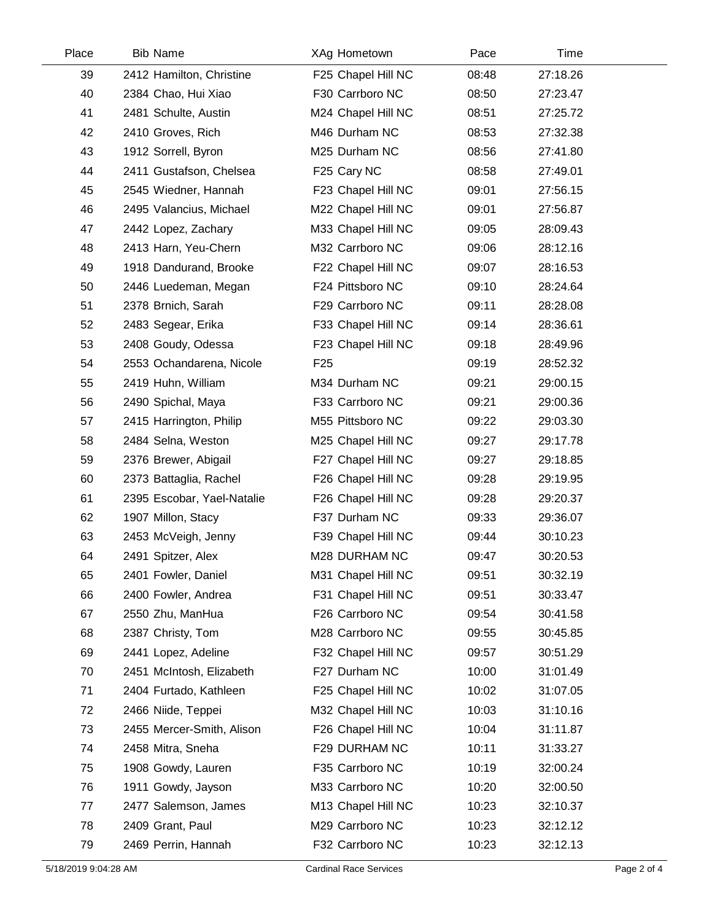| Place | Bib | Name | XAg | Hometown | Pace | Time |
|---|---|---|---|---|---|---|
| 39 | 2412 | Hamilton, Christine | F25 | Chapel Hill NC | 08:48 | 27:18.26 |
| 40 | 2384 | Chao, Hui Xiao | F30 | Carrboro NC | 08:50 | 27:23.47 |
| 41 | 2481 | Schulte, Austin | M24 | Chapel Hill NC | 08:51 | 27:25.72 |
| 42 | 2410 | Groves, Rich | M46 | Durham NC | 08:53 | 27:32.38 |
| 43 | 1912 | Sorrell, Byron | M25 | Durham NC | 08:56 | 27:41.80 |
| 44 | 2411 | Gustafson, Chelsea | F25 | Cary NC | 08:58 | 27:49.01 |
| 45 | 2545 | Wiedner, Hannah | F23 | Chapel Hill NC | 09:01 | 27:56.15 |
| 46 | 2495 | Valancius, Michael | M22 | Chapel Hill NC | 09:01 | 27:56.87 |
| 47 | 2442 | Lopez, Zachary | M33 | Chapel Hill NC | 09:05 | 28:09.43 |
| 48 | 2413 | Harn, Yeu-Chern | M32 | Carrboro NC | 09:06 | 28:12.16 |
| 49 | 1918 | Dandurand, Brooke | F22 | Chapel Hill NC | 09:07 | 28:16.53 |
| 50 | 2446 | Luedeman, Megan | F24 | Pittsboro NC | 09:10 | 28:24.64 |
| 51 | 2378 | Brnich, Sarah | F29 | Carrboro NC | 09:11 | 28:28.08 |
| 52 | 2483 | Segear, Erika | F33 | Chapel Hill NC | 09:14 | 28:36.61 |
| 53 | 2408 | Goudy, Odessa | F23 | Chapel Hill NC | 09:18 | 28:49.96 |
| 54 | 2553 | Ochandarena, Nicole | F25 | | 09:19 | 28:52.32 |
| 55 | 2419 | Huhn, William | M34 | Durham NC | 09:21 | 29:00.15 |
| 56 | 2490 | Spichal, Maya | F33 | Carrboro NC | 09:21 | 29:00.36 |
| 57 | 2415 | Harrington, Philip | M55 | Pittsboro NC | 09:22 | 29:03.30 |
| 58 | 2484 | Selna, Weston | M25 | Chapel Hill NC | 09:27 | 29:17.78 |
| 59 | 2376 | Brewer, Abigail | F27 | Chapel Hill NC | 09:27 | 29:18.85 |
| 60 | 2373 | Battaglia, Rachel | F26 | Chapel Hill NC | 09:28 | 29:19.95 |
| 61 | 2395 | Escobar, Yael-Natalie | F26 | Chapel Hill NC | 09:28 | 29:20.37 |
| 62 | 1907 | Millon, Stacy | F37 | Durham NC | 09:33 | 29:36.07 |
| 63 | 2453 | McVeigh, Jenny | F39 | Chapel Hill NC | 09:44 | 30:10.23 |
| 64 | 2491 | Spitzer, Alex | M28 | DURHAM NC | 09:47 | 30:20.53 |
| 65 | 2401 | Fowler, Daniel | M31 | Chapel Hill NC | 09:51 | 30:32.19 |
| 66 | 2400 | Fowler, Andrea | F31 | Chapel Hill NC | 09:51 | 30:33.47 |
| 67 | 2550 | Zhu, ManHua | F26 | Carrboro NC | 09:54 | 30:41.58 |
| 68 | 2387 | Christy, Tom | M28 | Carrboro NC | 09:55 | 30:45.85 |
| 69 | 2441 | Lopez, Adeline | F32 | Chapel Hill NC | 09:57 | 30:51.29 |
| 70 | 2451 | McIntosh, Elizabeth | F27 | Durham NC | 10:00 | 31:01.49 |
| 71 | 2404 | Furtado, Kathleen | F25 | Chapel Hill NC | 10:02 | 31:07.05 |
| 72 | 2466 | Niide, Teppei | M32 | Chapel Hill NC | 10:03 | 31:10.16 |
| 73 | 2455 | Mercer-Smith, Alison | F26 | Chapel Hill NC | 10:04 | 31:11.87 |
| 74 | 2458 | Mitra, Sneha | F29 | DURHAM NC | 10:11 | 31:33.27 |
| 75 | 1908 | Gowdy, Lauren | F35 | Carrboro NC | 10:19 | 32:00.24 |
| 76 | 1911 | Gowdy, Jayson | M33 | Carrboro NC | 10:20 | 32:00.50 |
| 77 | 2477 | Salemson, James | M13 | Chapel Hill NC | 10:23 | 32:10.37 |
| 78 | 2409 | Grant, Paul | M29 | Carrboro NC | 10:23 | 32:12.12 |
| 79 | 2469 | Perrin, Hannah | F32 | Carrboro NC | 10:23 | 32:12.13 |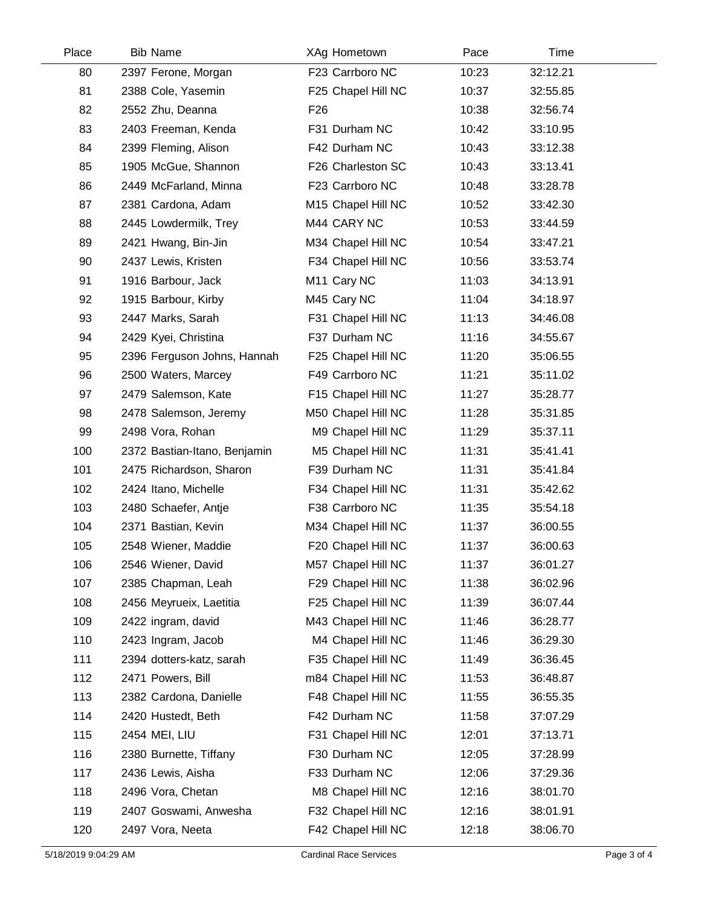| Place | Bib | Name | XAg | Hometown | Pace | Time |
|---|---|---|---|---|---|---|
| 80 | 2397 | Ferone, Morgan | F23 | Carrboro NC | 10:23 | 32:12.21 |
| 81 | 2388 | Cole, Yasemin | F25 | Chapel Hill NC | 10:37 | 32:55.85 |
| 82 | 2552 | Zhu, Deanna | F26 | | 10:38 | 32:56.74 |
| 83 | 2403 | Freeman, Kenda | F31 | Durham NC | 10:42 | 33:10.95 |
| 84 | 2399 | Fleming, Alison | F42 | Durham NC | 10:43 | 33:12.38 |
| 85 | 1905 | McGue, Shannon | F26 | Charleston SC | 10:43 | 33:13.41 |
| 86 | 2449 | McFarland, Minna | F23 | Carrboro NC | 10:48 | 33:28.78 |
| 87 | 2381 | Cardona, Adam | M15 | Chapel Hill NC | 10:52 | 33:42.30 |
| 88 | 2445 | Lowdermilk, Trey | M44 | CARY NC | 10:53 | 33:44.59 |
| 89 | 2421 | Hwang, Bin-Jin | M34 | Chapel Hill NC | 10:54 | 33:47.21 |
| 90 | 2437 | Lewis, Kristen | F34 | Chapel Hill NC | 10:56 | 33:53.74 |
| 91 | 1916 | Barbour, Jack | M11 | Cary NC | 11:03 | 34:13.91 |
| 92 | 1915 | Barbour, Kirby | M45 | Cary NC | 11:04 | 34:18.97 |
| 93 | 2447 | Marks, Sarah | F31 | Chapel Hill NC | 11:13 | 34:46.08 |
| 94 | 2429 | Kyei, Christina | F37 | Durham NC | 11:16 | 34:55.67 |
| 95 | 2396 | Ferguson Johns, Hannah | F25 | Chapel Hill NC | 11:20 | 35:06.55 |
| 96 | 2500 | Waters, Marcey | F49 | Carrboro NC | 11:21 | 35:11.02 |
| 97 | 2479 | Salemson, Kate | F15 | Chapel Hill NC | 11:27 | 35:28.77 |
| 98 | 2478 | Salemson, Jeremy | M50 | Chapel Hill NC | 11:28 | 35:31.85 |
| 99 | 2498 | Vora, Rohan | M9 | Chapel Hill NC | 11:29 | 35:37.11 |
| 100 | 2372 | Bastian-Itano, Benjamin | M5 | Chapel Hill NC | 11:31 | 35:41.41 |
| 101 | 2475 | Richardson, Sharon | F39 | Durham NC | 11:31 | 35:41.84 |
| 102 | 2424 | Itano, Michelle | F34 | Chapel Hill NC | 11:31 | 35:42.62 |
| 103 | 2480 | Schaefer, Antje | F38 | Carrboro NC | 11:35 | 35:54.18 |
| 104 | 2371 | Bastian, Kevin | M34 | Chapel Hill NC | 11:37 | 36:00.55 |
| 105 | 2548 | Wiener, Maddie | F20 | Chapel Hill NC | 11:37 | 36:00.63 |
| 106 | 2546 | Wiener, David | M57 | Chapel Hill NC | 11:37 | 36:01.27 |
| 107 | 2385 | Chapman, Leah | F29 | Chapel Hill NC | 11:38 | 36:02.96 |
| 108 | 2456 | Meyrueix, Laetitia | F25 | Chapel Hill NC | 11:39 | 36:07.44 |
| 109 | 2422 | ingram, david | M43 | Chapel Hill NC | 11:46 | 36:28.77 |
| 110 | 2423 | Ingram, Jacob | M4 | Chapel Hill NC | 11:46 | 36:29.30 |
| 111 | 2394 | dotters-katz, sarah | F35 | Chapel Hill NC | 11:49 | 36:36.45 |
| 112 | 2471 | Powers, Bill | m84 | Chapel Hill NC | 11:53 | 36:48.87 |
| 113 | 2382 | Cardona, Danielle | F48 | Chapel Hill NC | 11:55 | 36:55.35 |
| 114 | 2420 | Hustedt, Beth | F42 | Durham NC | 11:58 | 37:07.29 |
| 115 | 2454 | MEI, LIU | F31 | Chapel Hill NC | 12:01 | 37:13.71 |
| 116 | 2380 | Burnette, Tiffany | F30 | Durham NC | 12:05 | 37:28.99 |
| 117 | 2436 | Lewis, Aisha | F33 | Durham NC | 12:06 | 37:29.36 |
| 118 | 2496 | Vora, Chetan | M8 | Chapel Hill NC | 12:16 | 38:01.70 |
| 119 | 2407 | Goswami, Anwesha | F32 | Chapel Hill NC | 12:16 | 38:01.91 |
| 120 | 2497 | Vora, Neeta | F42 | Chapel Hill NC | 12:18 | 38:06.70 |

5/18/2019 9:04:29 AM — Cardinal Race Services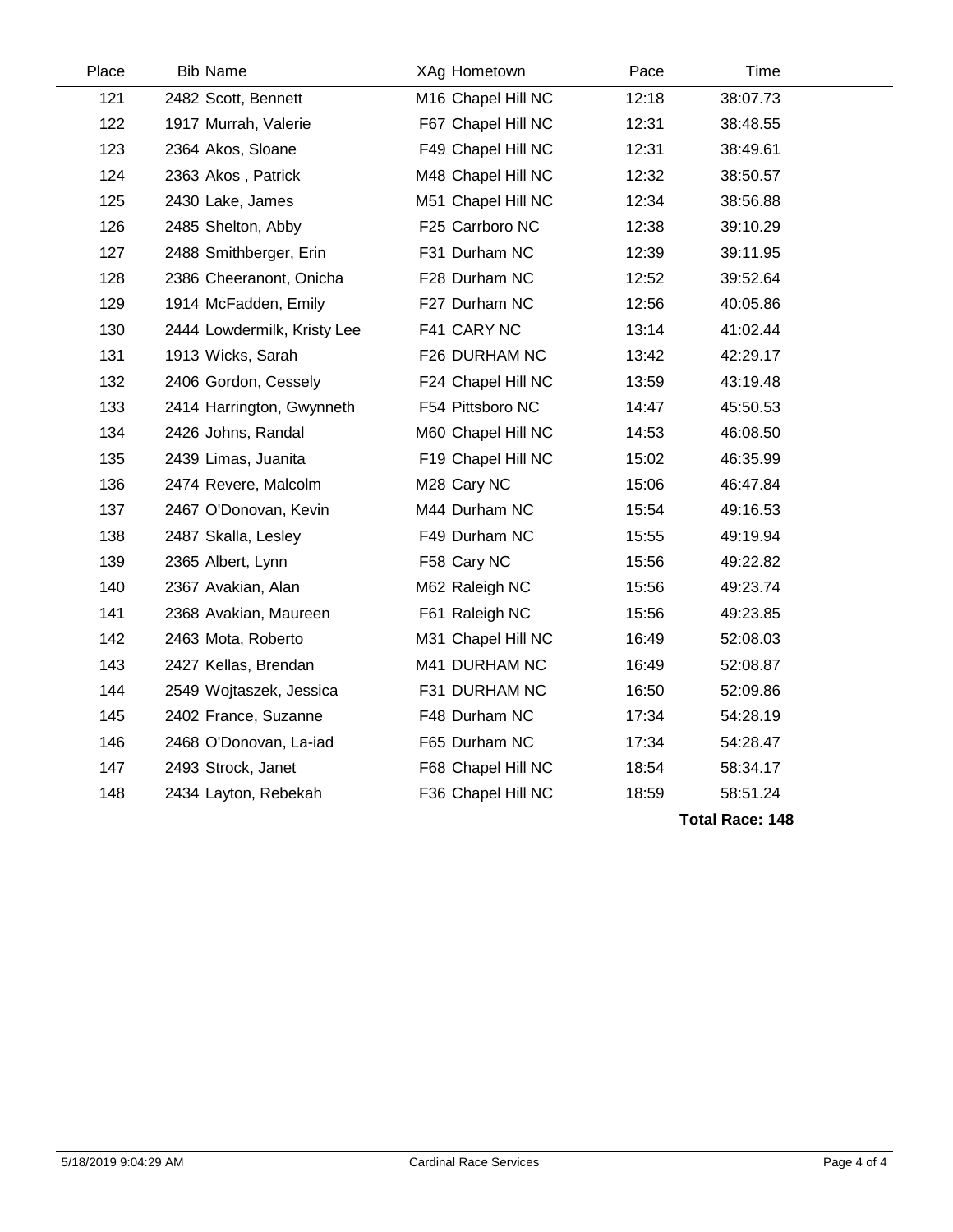| Place | Bib | Name | XAg | Hometown | Pace | Time |
|---|---|---|---|---|---|---|
| 121 | 2482 | Scott, Bennett | M16 | Chapel Hill NC | 12:18 | 38:07.73 |
| 122 | 1917 | Murrah, Valerie | F67 | Chapel Hill NC | 12:31 | 38:48.55 |
| 123 | 2364 | Akos, Sloane | F49 | Chapel Hill NC | 12:31 | 38:49.61 |
| 124 | 2363 | Akos , Patrick | M48 | Chapel Hill NC | 12:32 | 38:50.57 |
| 125 | 2430 | Lake, James | M51 | Chapel Hill NC | 12:34 | 38:56.88 |
| 126 | 2485 | Shelton, Abby | F25 | Carrboro NC | 12:38 | 39:10.29 |
| 127 | 2488 | Smithberger, Erin | F31 | Durham NC | 12:39 | 39:11.95 |
| 128 | 2386 | Cheeranont, Onicha | F28 | Durham NC | 12:52 | 39:52.64 |
| 129 | 1914 | McFadden, Emily | F27 | Durham NC | 12:56 | 40:05.86 |
| 130 | 2444 | Lowdermilk, Kristy Lee | F41 | CARY NC | 13:14 | 41:02.44 |
| 131 | 1913 | Wicks, Sarah | F26 | DURHAM NC | 13:42 | 42:29.17 |
| 132 | 2406 | Gordon, Cessely | F24 | Chapel Hill NC | 13:59 | 43:19.48 |
| 133 | 2414 | Harrington, Gwynneth | F54 | Pittsboro NC | 14:47 | 45:50.53 |
| 134 | 2426 | Johns, Randal | M60 | Chapel Hill NC | 14:53 | 46:08.50 |
| 135 | 2439 | Limas, Juanita | F19 | Chapel Hill NC | 15:02 | 46:35.99 |
| 136 | 2474 | Revere, Malcolm | M28 | Cary NC | 15:06 | 46:47.84 |
| 137 | 2467 | O'Donovan, Kevin | M44 | Durham NC | 15:54 | 49:16.53 |
| 138 | 2487 | Skalla, Lesley | F49 | Durham NC | 15:55 | 49:19.94 |
| 139 | 2365 | Albert, Lynn | F58 | Cary NC | 15:56 | 49:22.82 |
| 140 | 2367 | Avakian, Alan | M62 | Raleigh NC | 15:56 | 49:23.74 |
| 141 | 2368 | Avakian, Maureen | F61 | Raleigh NC | 15:56 | 49:23.85 |
| 142 | 2463 | Mota, Roberto | M31 | Chapel Hill NC | 16:49 | 52:08.03 |
| 143 | 2427 | Kellas, Brendan | M41 | DURHAM NC | 16:49 | 52:08.87 |
| 144 | 2549 | Wojtaszek, Jessica | F31 | DURHAM NC | 16:50 | 52:09.86 |
| 145 | 2402 | France, Suzanne | F48 | Durham NC | 17:34 | 54:28.19 |
| 146 | 2468 | O'Donovan, La-iad | F65 | Durham NC | 17:34 | 54:28.47 |
| 147 | 2493 | Strock, Janet | F68 | Chapel Hill NC | 18:54 | 58:34.17 |
| 148 | 2434 | Layton, Rebekah | F36 | Chapel Hill NC | 18:59 | 58:51.24 |

**Total Race: 148**

5/18/2019 9:04:29 AM Cardinal Race Services